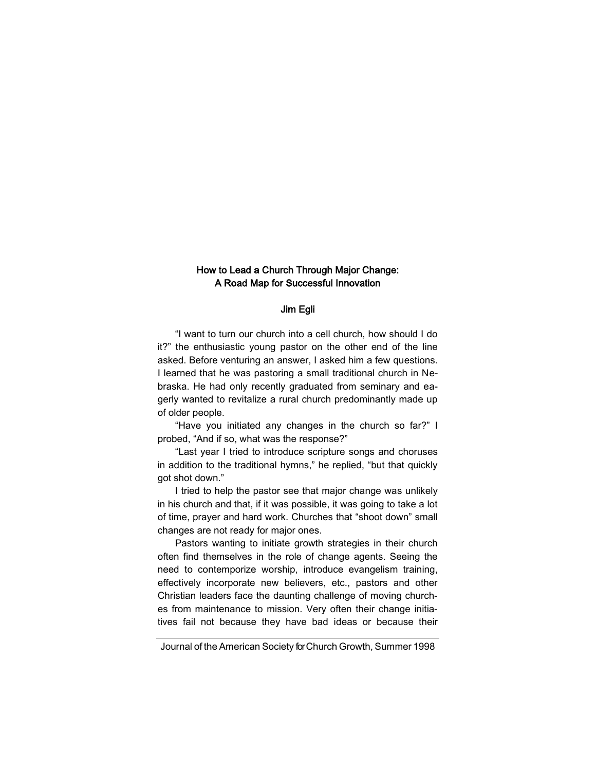# How to Lead a Church Through Major Change: A Road Map for Successful Innovation

**Jim Egli**

"I want to turn our church into a cell church, how should I do it?" the enthusiastic young pastor on the other end of the line asked. Before venturing an answer, I asked him a few questions. I learned that he was pastoring a small traditional church in Nebraska. He had only recently graduated from seminary and eagerly wanted to revitalize a rural church predominantly made up of older people.

"Have you initiated any changes in the church so far?" I probed, "And if so, what was the response?"

"Last year I tried to introduce scripture songs and choruses in addition to the traditional hymns," he replied, "but that quickly got shot down."

I tried to help the pastor see that major change was unlikely in his church and that, if it was possible, it was going to take a lot of time, prayer and hard work. Churches that "shoot down" small changes are not ready for major ones.

Pastors wanting to initiate growth strategies in their church often find themselves in the role of change agents. Seeing the need to contemporize worship, introduce evangelism training, effectively incorporate new believers, etc., pastors and other Christian leaders face the daunting challenge of moving churches from maintenance to mission. Very often their change initiatives fail not because they have bad ideas or because their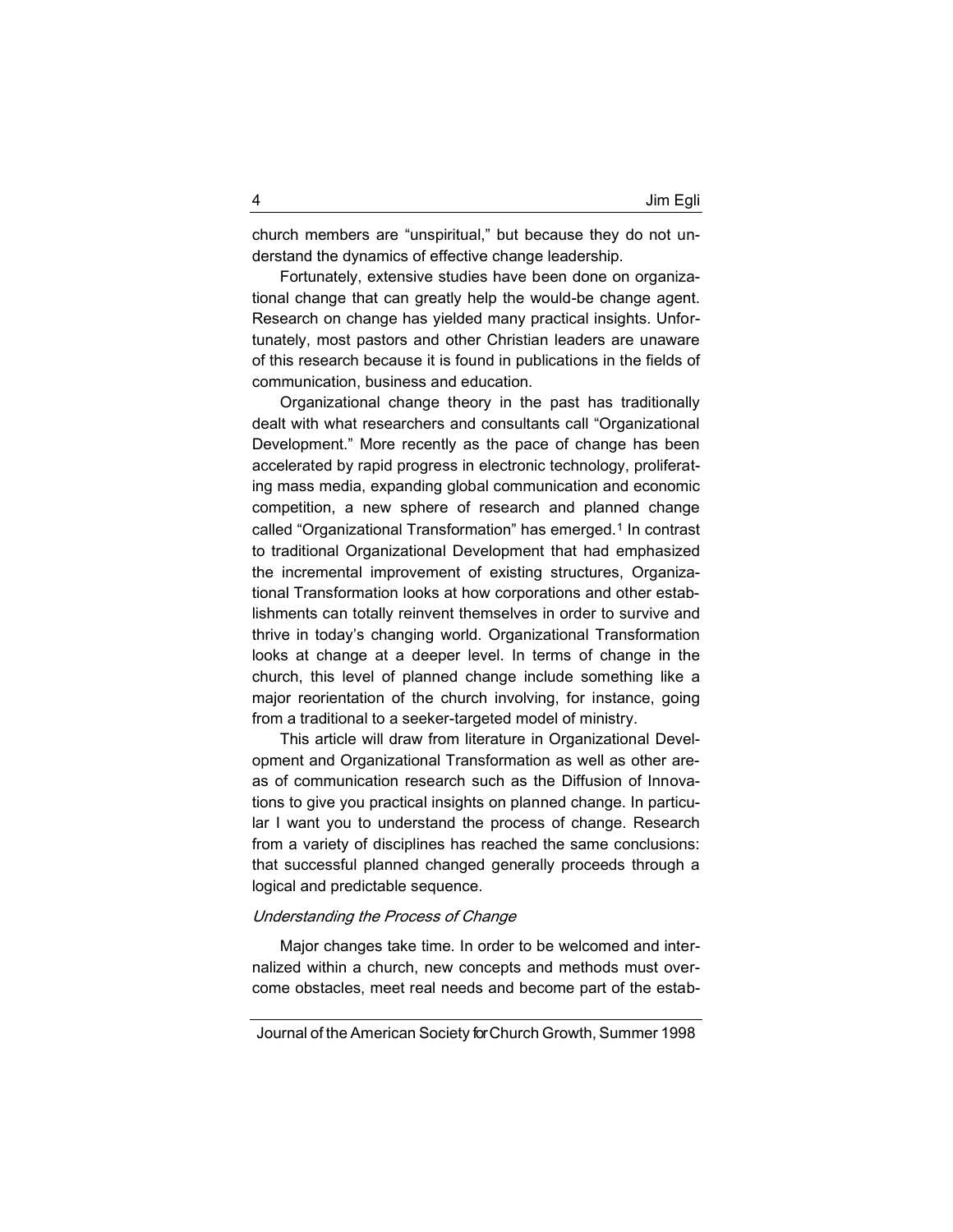church members are "unspiritual," but because they do not understand the dynamics of effective change leadership.

Fortunately, extensive studies have been done on organizational change that can greatly help the would-be change agent. Research on change has yielded many practical insights. Unfortunately, most pastors and other Christian leaders are unaware of this research because it is found in publications in the fields of communication, business and education.

Organizational change theory in the past has traditionally dealt with what researchers and consultants call "Organizational Development." More recently as the pace of change has been accelerated by rapid progress in electronic technology, proliferating mass media, expanding global communication and economic competition, a new sphere of research and planned change called "Organizational Transformation" has emerged.[1] In contrast to traditional Organizational Development that had emphasized the incremental improvement of existing structures, Organizational Transformation looks at how corporations and other establishments can totally reinvent themselves in order to survive and thrive in today's changing world. Organizational Transformation looks at change at a deeper level. In terms of change in the church, this level of planned change include something like a major reorientation of the church involving, for instance, going from a traditional to a seeker-targeted model of ministry.

This article will draw from literature in Organizational Development and Organizational Transformation as well as other areas of communication research such as the Diffusion of Innovations to give you practical insights on planned change. In particular I want you to understand the process of change. Research from a variety of disciplines has reached the same conclusions: that successful planned changed generally proceeds through a logical and predictable sequence.

*Understanding the Process of Change*

Major changes take time. In order to be welcomed and internalized within a church, new concepts and methods must overcome obstacles, meet real needs and become part of the estab-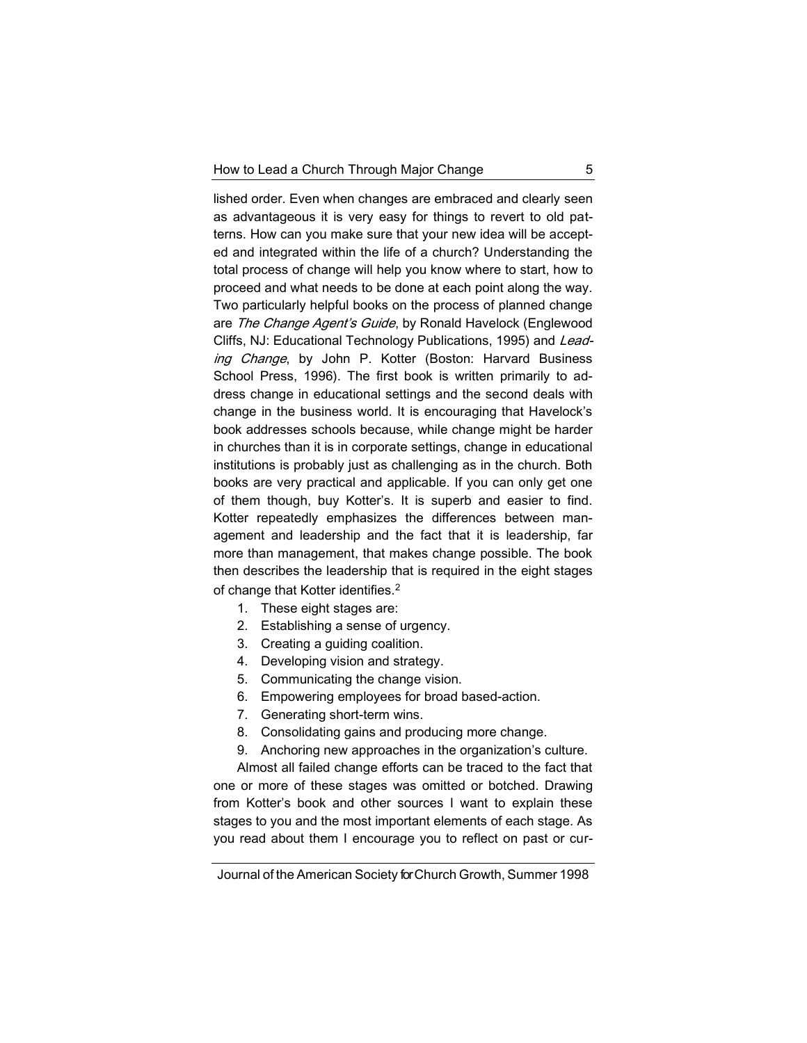lished order. Even when changes are embraced and clearly seen as advantageous it is very easy for things to revert to old patterns. How can you make sure that your new idea will be accepted and integrated within the life of a church? Understanding the total process of change will help you know where to start, how to proceed and what needs to be done at each point along the way. Two particularly helpful books on the process of planned change are *The Change Agent's Guide*, by Ronald Havelock (Englewood Cliffs, NJ: Educational Technology Publications, 1995) and *Leading Change*, by John P. Kotter (Boston: Harvard Business School Press, 1996). The first book is written primarily to address change in educational settings and the second deals with change in the business world. It is encouraging that Havelock's book addresses schools because, while change might be harder in churches than it is in corporate settings, change in educational institutions is probably just as challenging as in the church. Both books are very practical and applicable. If you can only get one of them though, buy Kotter's. It is superb and easier to find. Kotter repeatedly emphasizes the differences between management and leadership and the fact that it is leadership, far more than management, that makes change possible. The book then describes the leadership that is required in the eight stages of change that Kotter identifies.[2]

1. These eight stages are:
2. Establishing a sense of urgency.
3. Creating a guiding coalition.
4. Developing vision and strategy.
5. Communicating the change vision.
6. Empowering employees for broad based-action.
7. Generating short-term wins.
8. Consolidating gains and producing more change.
9. Anchoring new approaches in the organization's culture.

Almost all failed change efforts can be traced to the fact that one or more of these stages was omitted or botched. Drawing from Kotter's book and other sources I want to explain these stages to you and the most important elements of each stage. As you read about them I encourage you to reflect on past or cur-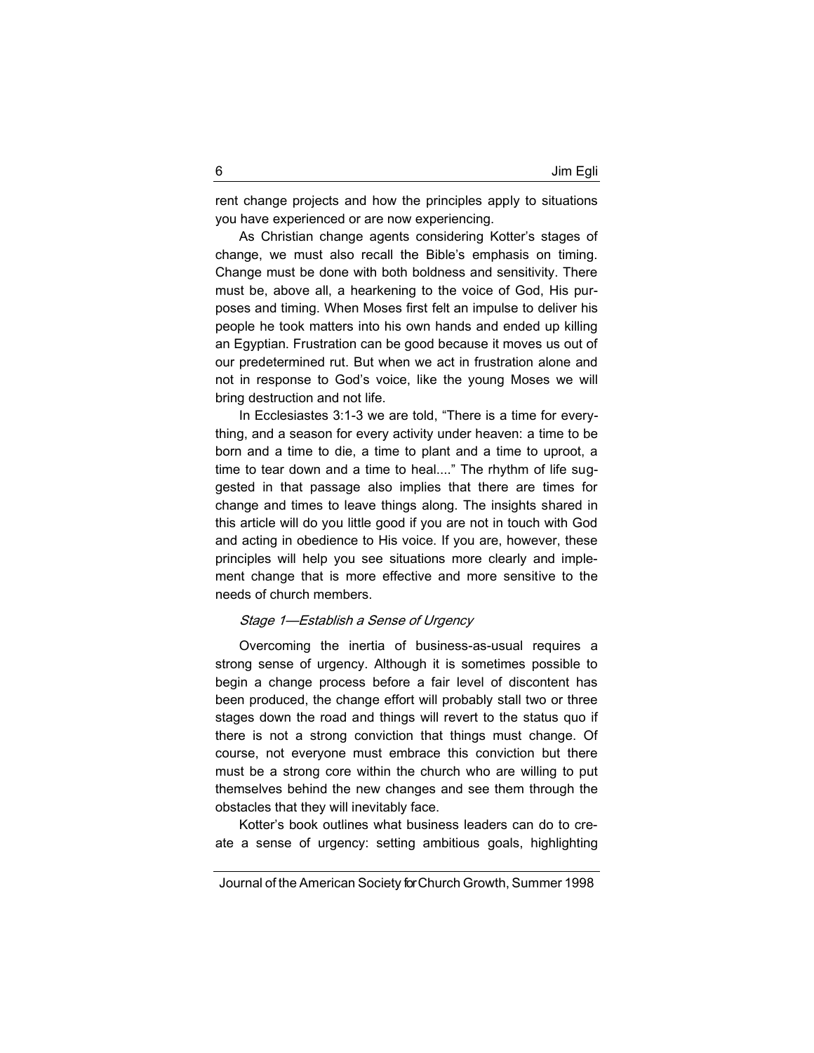rent change projects and how the principles apply to situations you have experienced or are now experiencing.

As Christian change agents considering Kotter's stages of change, we must also recall the Bible's emphasis on timing. Change must be done with both boldness and sensitivity. There must be, above all, a hearkening to the voice of God, His purposes and timing. When Moses first felt an impulse to deliver his people he took matters into his own hands and ended up killing an Egyptian. Frustration can be good because it moves us out of our predetermined rut. But when we act in frustration alone and not in response to God's voice, like the young Moses we will bring destruction and not life.

In Ecclesiastes 3:1-3 we are told, "There is a time for everything, and a season for every activity under heaven: a time to be born and a time to die, a time to plant and a time to uproot, a time to tear down and a time to heal...." The rhythm of life suggested in that passage also implies that there are times for change and times to leave things along. The insights shared in this article will do you little good if you are not in touch with God and acting in obedience to His voice. If you are, however, these principles will help you see situations more clearly and implement change that is more effective and more sensitive to the needs of church members.

### *Stage 1—Establish a Sense of Urgency*

Overcoming the inertia of business-as-usual requires a strong sense of urgency. Although it is sometimes possible to begin a change process before a fair level of discontent has been produced, the change effort will probably stall two or three stages down the road and things will revert to the status quo if there is not a strong conviction that things must change. Of course, not everyone must embrace this conviction but there must be a strong core within the church who are willing to put themselves behind the new changes and see them through the obstacles that they will inevitably face.

Kotter's book outlines what business leaders can do to create a sense of urgency: setting ambitious goals, highlighting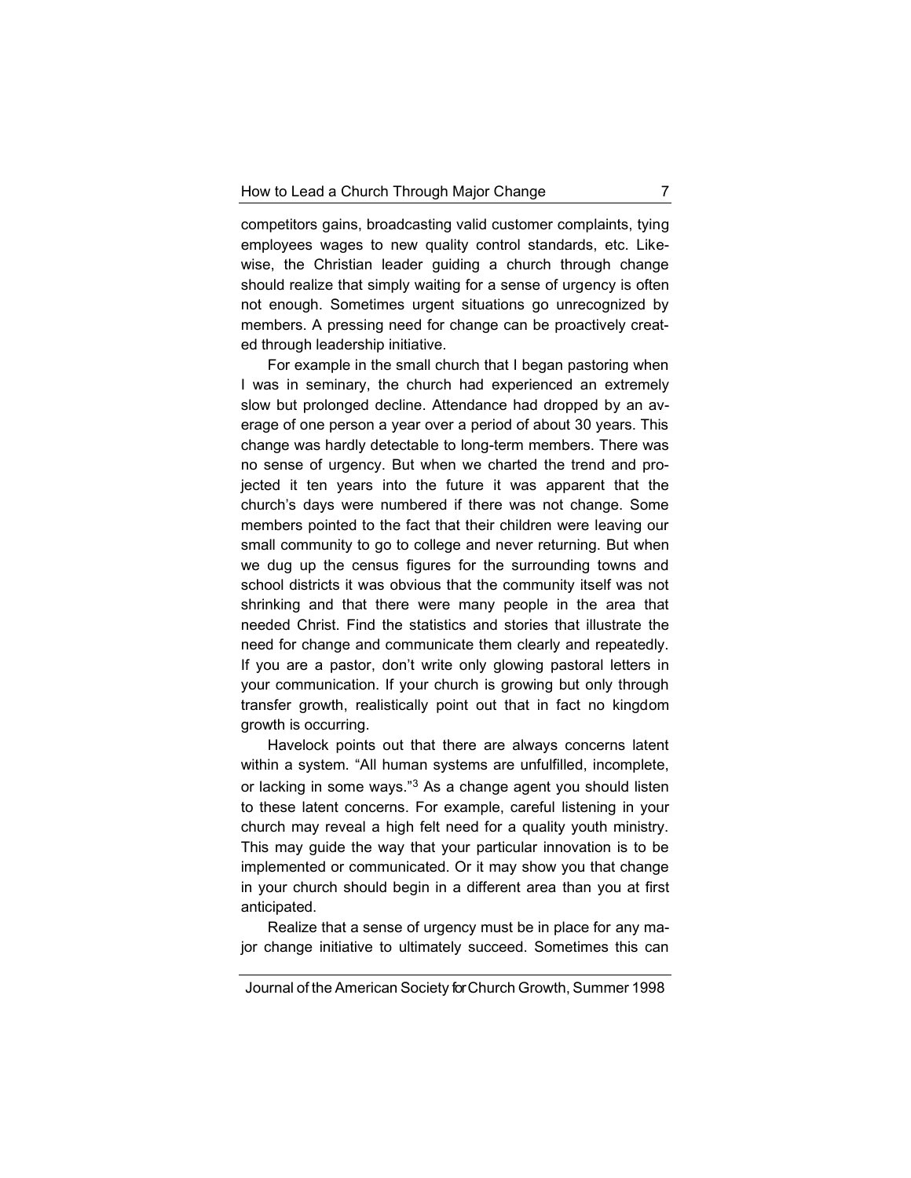competitors gains, broadcasting valid customer complaints, tying employees wages to new quality control standards, etc. Likewise, the Christian leader guiding a church through change should realize that simply waiting for a sense of urgency is often not enough. Sometimes urgent situations go unrecognized by members. A pressing need for change can be proactively created through leadership initiative.

For example in the small church that I began pastoring when I was in seminary, the church had experienced an extremely slow but prolonged decline. Attendance had dropped by an average of one person a year over a period of about 30 years. This change was hardly detectable to long-term members. There was no sense of urgency. But when we charted the trend and projected it ten years into the future it was apparent that the church's days were numbered if there was not change. Some members pointed to the fact that their children were leaving our small community to go to college and never returning. But when we dug up the census figures for the surrounding towns and school districts it was obvious that the community itself was not shrinking and that there were many people in the area that needed Christ. Find the statistics and stories that illustrate the need for change and communicate them clearly and repeatedly. If you are a pastor, don't write only glowing pastoral letters in your communication. If your church is growing but only through transfer growth, realistically point out that in fact no kingdom growth is occurring.

Havelock points out that there are always concerns latent within a system. "All human systems are unfulfilled, incomplete, or lacking in some ways."[3] As a change agent you should listen to these latent concerns. For example, careful listening in your church may reveal a high felt need for a quality youth ministry. This may guide the way that your particular innovation is to be implemented or communicated. Or it may show you that change in your church should begin in a different area than you at first anticipated.

Realize that a sense of urgency must be in place for any major change initiative to ultimately succeed. Sometimes this can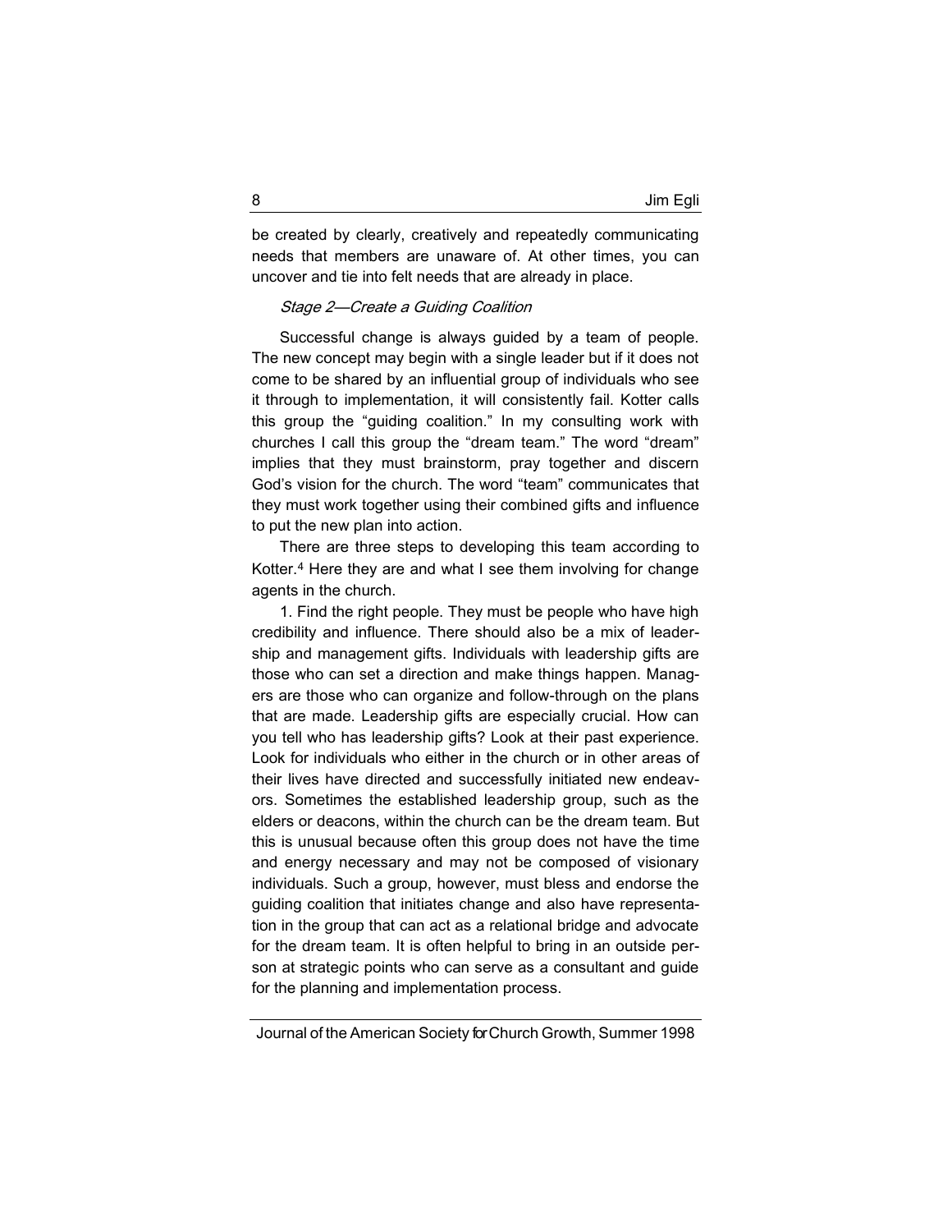be created by clearly, creatively and repeatedly communicating needs that members are unaware of. At other times, you can uncover and tie into felt needs that are already in place.

### *Stage 2—Create a Guiding Coalition*

Successful change is always guided by a team of people. The new concept may begin with a single leader but if it does not come to be shared by an influential group of individuals who see it through to implementation, it will consistently fail. Kotter calls this group the "guiding coalition." In my consulting work with churches I call this group the "dream team." The word "dream" implies that they must brainstorm, pray together and discern God's vision for the church. The word "team" communicates that they must work together using their combined gifts and influence to put the new plan into action.

There are three steps to developing this team according to Kotter.[4] Here they are and what I see them involving for change agents in the church.

1. Find the right people. They must be people who have high credibility and influence. There should also be a mix of leadership and management gifts. Individuals with leadership gifts are those who can set a direction and make things happen. Managers are those who can organize and follow-through on the plans that are made. Leadership gifts are especially crucial. How can you tell who has leadership gifts? Look at their past experience. Look for individuals who either in the church or in other areas of their lives have directed and successfully initiated new endeavors. Sometimes the established leadership group, such as the elders or deacons, within the church can be the dream team. But this is unusual because often this group does not have the time and energy necessary and may not be composed of visionary individuals. Such a group, however, must bless and endorse the guiding coalition that initiates change and also have representation in the group that can act as a relational bridge and advocate for the dream team. It is often helpful to bring in an outside person at strategic points who can serve as a consultant and guide for the planning and implementation process.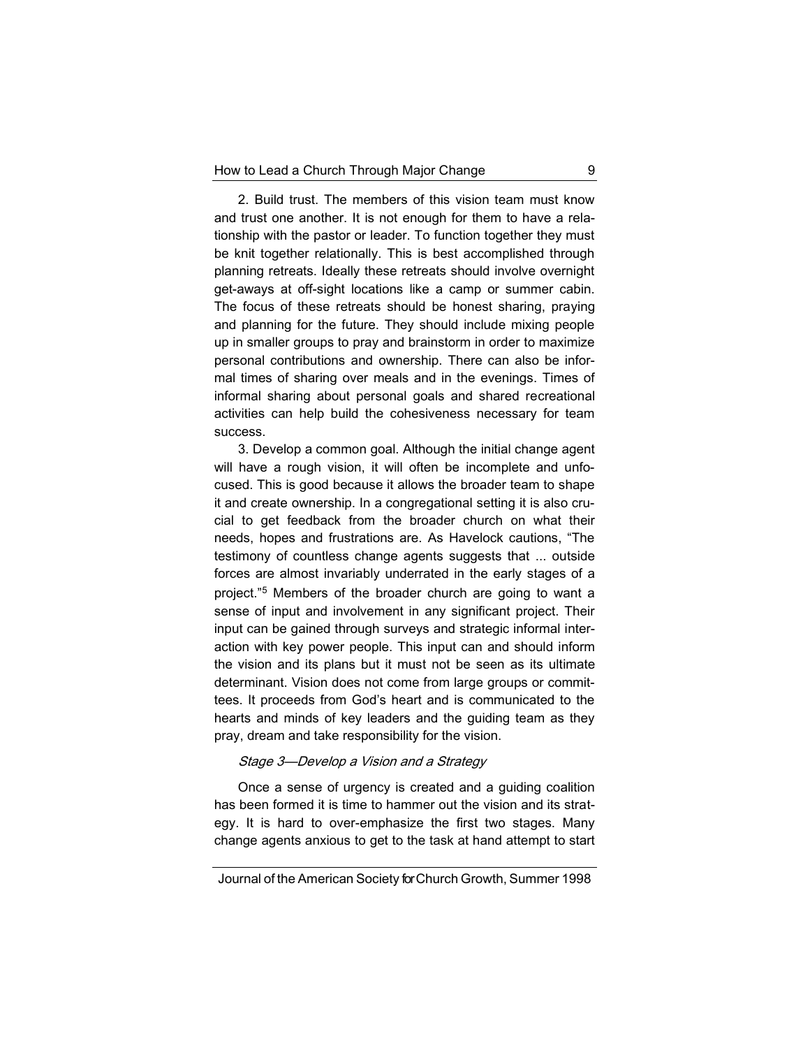2. Build trust. The members of this vision team must know and trust one another. It is not enough for them to have a relationship with the pastor or leader. To function together they must be knit together relationally. This is best accomplished through planning retreats. Ideally these retreats should involve overnight get-aways at off-sight locations like a camp or summer cabin. The focus of these retreats should be honest sharing, praying and planning for the future. They should include mixing people up in smaller groups to pray and brainstorm in order to maximize personal contributions and ownership. There can also be informal times of sharing over meals and in the evenings. Times of informal sharing about personal goals and shared recreational activities can help build the cohesiveness necessary for team success.

3. Develop a common goal. Although the initial change agent will have a rough vision, it will often be incomplete and unfocused. This is good because it allows the broader team to shape it and create ownership. In a congregational setting it is also crucial to get feedback from the broader church on what their needs, hopes and frustrations are. As Havelock cautions, "The testimony of countless change agents suggests that ... outside forces are almost invariably underrated in the early stages of a project."[5] Members of the broader church are going to want a sense of input and involvement in any significant project. Their input can be gained through surveys and strategic informal interaction with key power people. This input can and should inform the vision and its plans but it must not be seen as its ultimate determinant. Vision does not come from large groups or committees. It proceeds from God's heart and is communicated to the hearts and minds of key leaders and the guiding team as they pray, dream and take responsibility for the vision.

### *Stage 3—Develop a Vision and a Strategy*

Once a sense of urgency is created and a guiding coalition has been formed it is time to hammer out the vision and its strategy. It is hard to over-emphasize the first two stages. Many change agents anxious to get to the task at hand attempt to start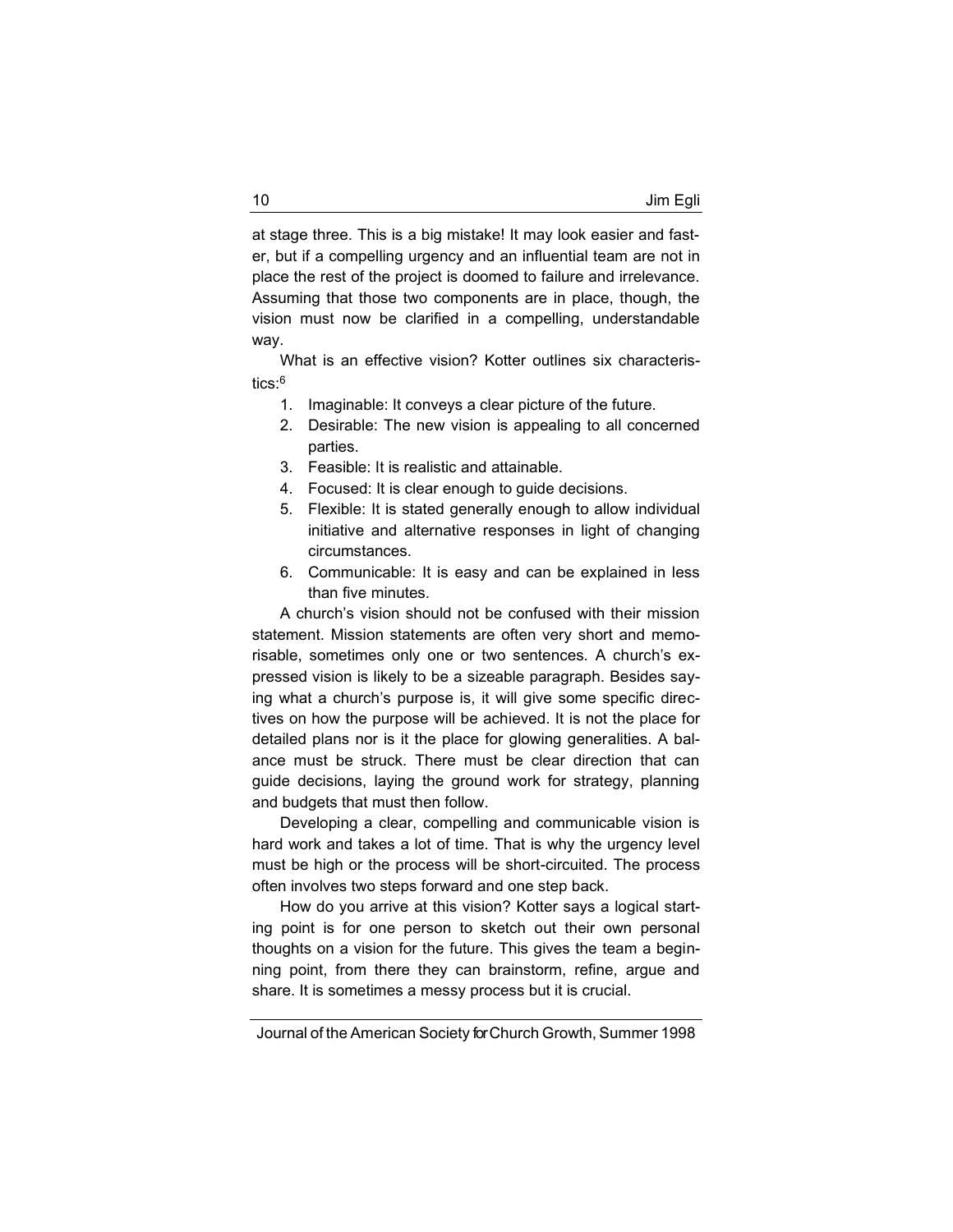at stage three. This is a big mistake! It may look easier and faster, but if a compelling urgency and an influential team are not in place the rest of the project is doomed to failure and irrelevance. Assuming that those two components are in place, though, the vision must now be clarified in a compelling, understandable way.

What is an effective vision? Kotter outlines six characteristics:[6]

1. Imaginable: It conveys a clear picture of the future.
2. Desirable: The new vision is appealing to all concerned parties.
3. Feasible: It is realistic and attainable.
4. Focused: It is clear enough to guide decisions.
5. Flexible: It is stated generally enough to allow individual initiative and alternative responses in light of changing circumstances.
6. Communicable: It is easy and can be explained in less than five minutes.

A church's vision should not be confused with their mission statement. Mission statements are often very short and memorisable, sometimes only one or two sentences. A church's expressed vision is likely to be a sizeable paragraph. Besides saying what a church's purpose is, it will give some specific directives on how the purpose will be achieved. It is not the place for detailed plans nor is it the place for glowing generalities. A balance must be struck. There must be clear direction that can guide decisions, laying the ground work for strategy, planning and budgets that must then follow.

Developing a clear, compelling and communicable vision is hard work and takes a lot of time. That is why the urgency level must be high or the process will be short-circuited. The process often involves two steps forward and one step back.

How do you arrive at this vision? Kotter says a logical starting point is for one person to sketch out their own personal thoughts on a vision for the future. This gives the team a beginning point, from there they can brainstorm, refine, argue and share. It is sometimes a messy process but it is crucial.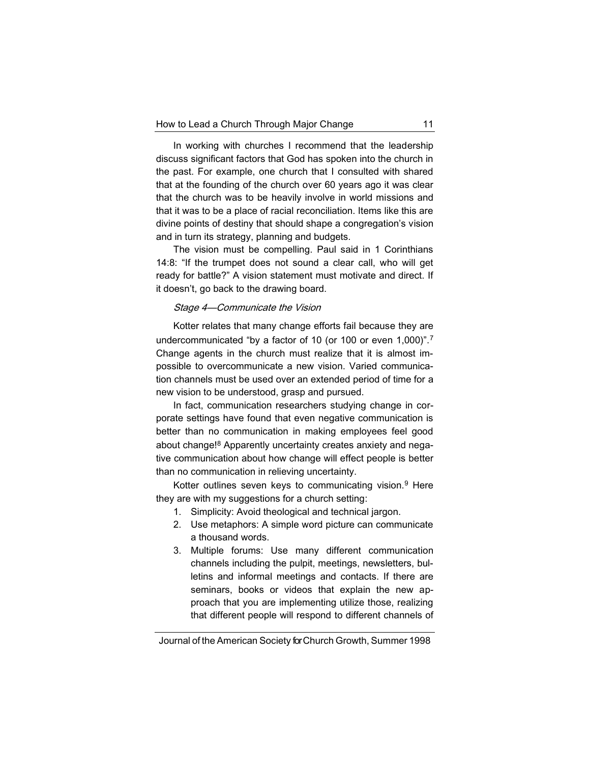In working with churches I recommend that the leadership discuss significant factors that God has spoken into the church in the past. For example, one church that I consulted with shared that at the founding of the church over 60 years ago it was clear that the church was to be heavily involve in world missions and that it was to be a place of racial reconciliation. Items like this are divine points of destiny that should shape a congregation's vision and in turn its strategy, planning and budgets.

The vision must be compelling. Paul said in 1 Corinthians 14:8: "If the trumpet does not sound a clear call, who will get ready for battle?" A vision statement must motivate and direct. If it doesn't, go back to the drawing board.

### *Stage 4—Communicate the Vision*

Kotter relates that many change efforts fail because they are undercommunicated "by a factor of 10 (or 100 or even 1,000)".[7] Change agents in the church must realize that it is almost impossible to overcommunicate a new vision. Varied communication channels must be used over an extended period of time for a new vision to be understood, grasp and pursued.

In fact, communication researchers studying change in corporate settings have found that even negative communication is better than no communication in making employees feel good about change![8] Apparently uncertainty creates anxiety and negative communication about how change will effect people is better than no communication in relieving uncertainty.

Kotter outlines seven keys to communicating vision.[9] Here they are with my suggestions for a church setting:

1. Simplicity: Avoid theological and technical jargon.
2. Use metaphors: A simple word picture can communicate a thousand words.
3. Multiple forums: Use many different communication channels including the pulpit, meetings, newsletters, bulletins and informal meetings and contacts. If there are seminars, books or videos that explain the new approach that you are implementing utilize those, realizing that different people will respond to different channels of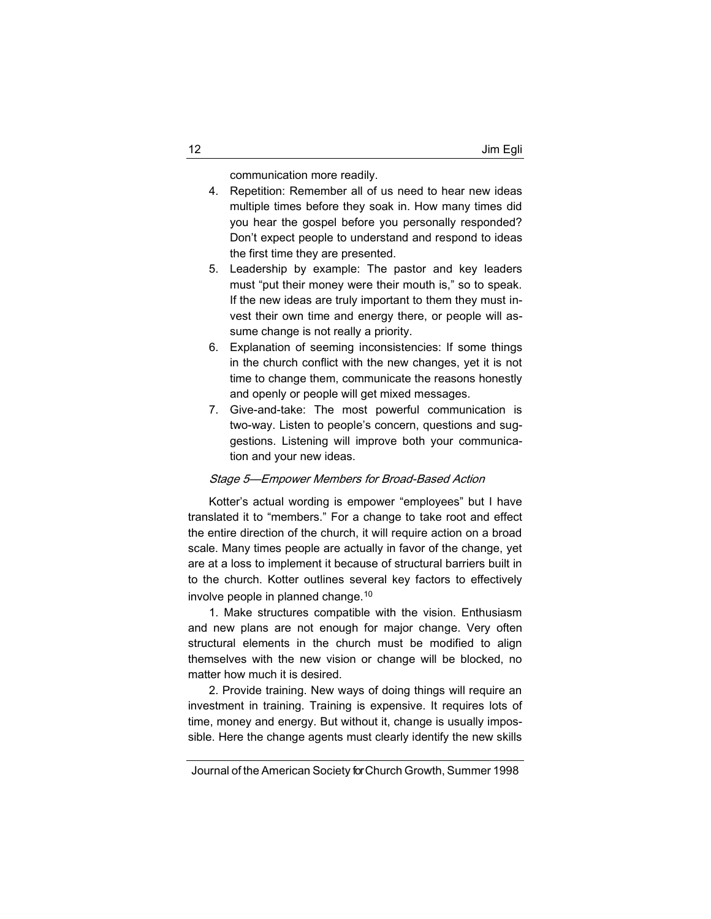communication more readily.

4. Repetition: Remember all of us need to hear new ideas multiple times before they soak in. How many times did you hear the gospel before you personally responded? Don't expect people to understand and respond to ideas the first time they are presented.
5. Leadership by example: The pastor and key leaders must "put their money were their mouth is," so to speak. If the new ideas are truly important to them they must invest their own time and energy there, or people will assume change is not really a priority.
6. Explanation of seeming inconsistencies: If some things in the church conflict with the new changes, yet it is not time to change them, communicate the reasons honestly and openly or people will get mixed messages.
7. Give-and-take: The most powerful communication is two-way. Listen to people's concern, questions and suggestions. Listening will improve both your communication and your new ideas.

### *Stage 5—Empower Members for Broad-Based Action*

Kotter's actual wording is empower "employees" but I have translated it to "members." For a change to take root and effect the entire direction of the church, it will require action on a broad scale. Many times people are actually in favor of the change, yet are at a loss to implement it because of structural barriers built in to the church. Kotter outlines several key factors to effectively involve people in planned change.[10]

1. Make structures compatible with the vision. Enthusiasm and new plans are not enough for major change. Very often structural elements in the church must be modified to align themselves with the new vision or change will be blocked, no matter how much it is desired.

2. Provide training. New ways of doing things will require an investment in training. Training is expensive. It requires lots of time, money and energy. But without it, change is usually impossible. Here the change agents must clearly identify the new skills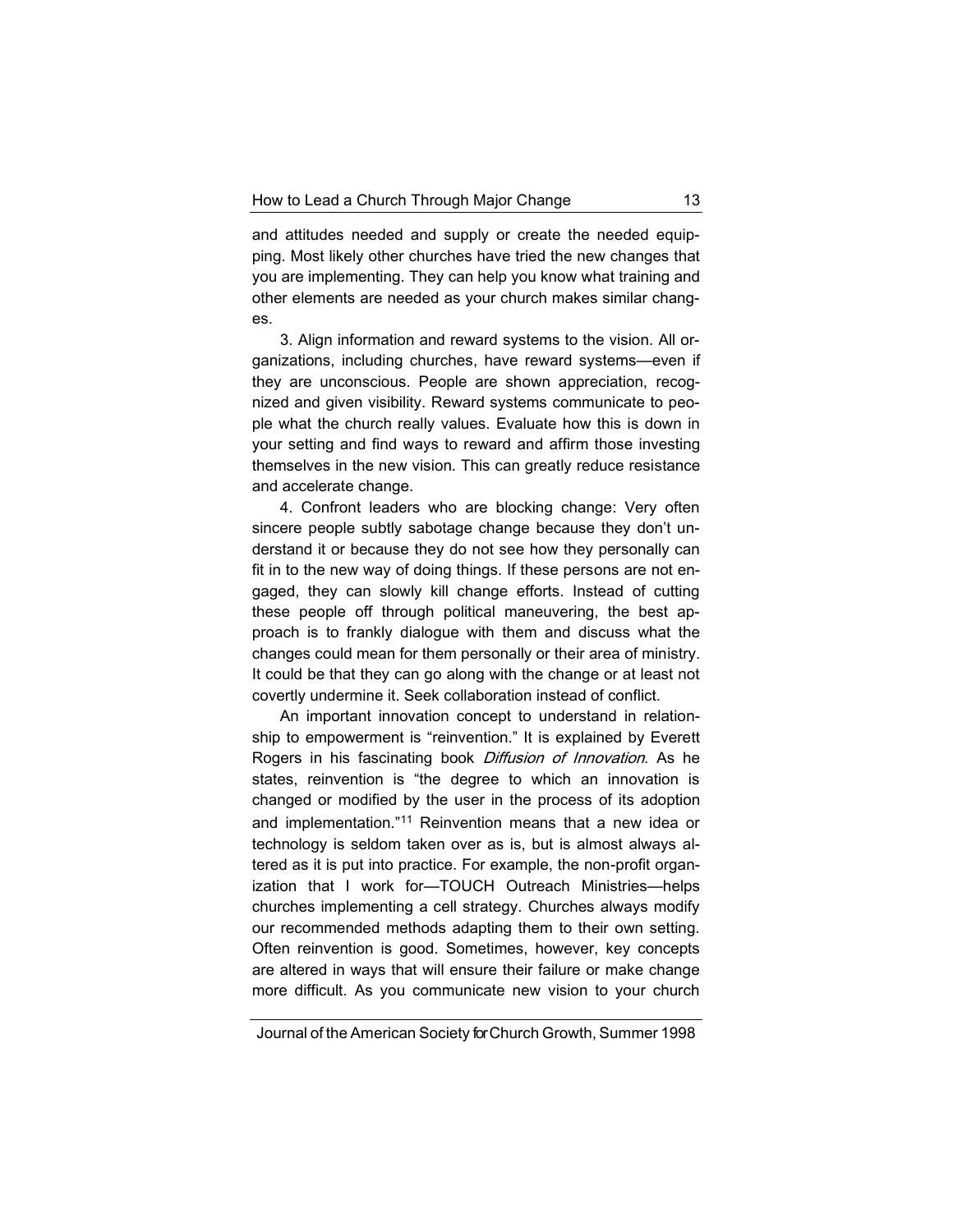and attitudes needed and supply or create the needed equipping. Most likely other churches have tried the new changes that you are implementing. They can help you know what training and other elements are needed as your church makes similar changes.

3. Align information and reward systems to the vision. All organizations, including churches, have reward systems—even if they are unconscious. People are shown appreciation, recognized and given visibility. Reward systems communicate to people what the church really values. Evaluate how this is down in your setting and find ways to reward and affirm those investing themselves in the new vision. This can greatly reduce resistance and accelerate change.

4. Confront leaders who are blocking change: Very often sincere people subtly sabotage change because they don't understand it or because they do not see how they personally can fit in to the new way of doing things. If these persons are not engaged, they can slowly kill change efforts. Instead of cutting these people off through political maneuvering, the best approach is to frankly dialogue with them and discuss what the changes could mean for them personally or their area of ministry. It could be that they can go along with the change or at least not covertly undermine it. Seek collaboration instead of conflict.

An important innovation concept to understand in relationship to empowerment is "reinvention." It is explained by Everett Rogers in his fascinating book *Diffusion of Innovation*. As he states, reinvention is "the degree to which an innovation is changed or modified by the user in the process of its adoption and implementation."[11] Reinvention means that a new idea or technology is seldom taken over as is, but is almost always altered as it is put into practice. For example, the non-profit organization that I work for—TOUCH Outreach Ministries—helps churches implementing a cell strategy. Churches always modify our recommended methods adapting them to their own setting. Often reinvention is good. Sometimes, however, key concepts are altered in ways that will ensure their failure or make change more difficult. As you communicate new vision to your church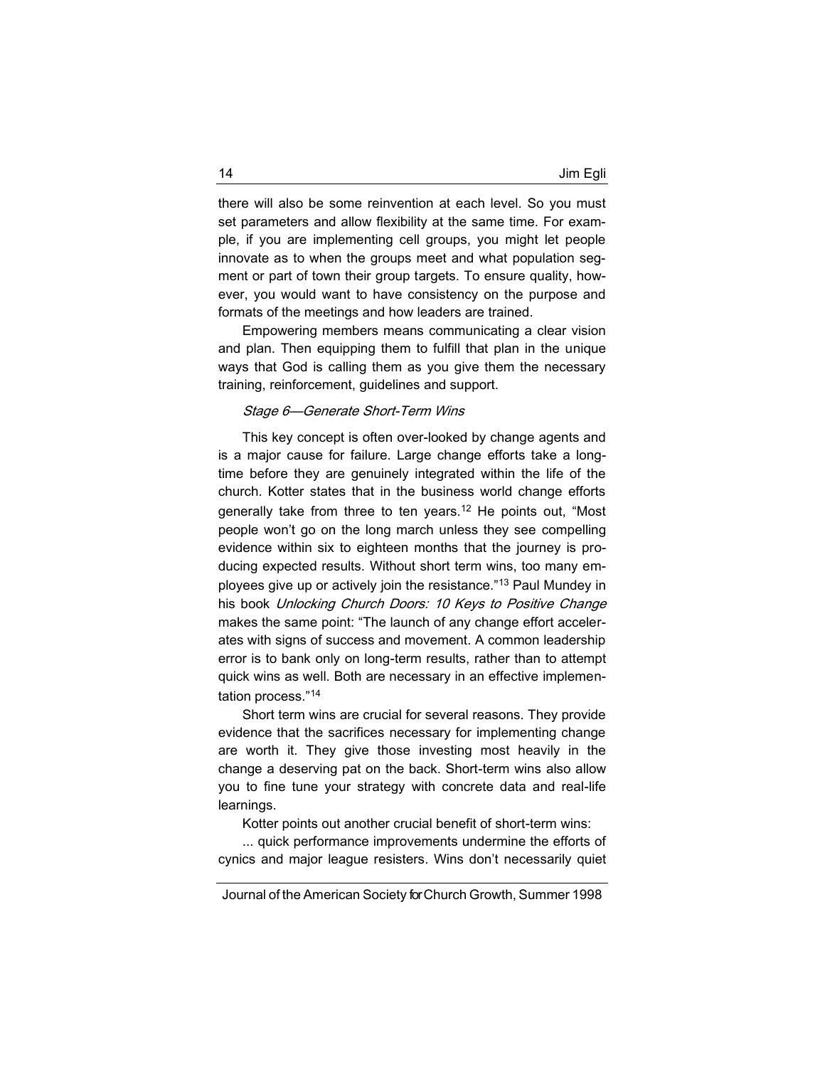there will also be some reinvention at each level. So you must set parameters and allow flexibility at the same time. For example, if you are implementing cell groups, you might let people innovate as to when the groups meet and what population segment or part of town their group targets. To ensure quality, however, you would want to have consistency on the purpose and formats of the meetings and how leaders are trained.

Empowering members means communicating a clear vision and plan. Then equipping them to fulfill that plan in the unique ways that God is calling them as you give them the necessary training, reinforcement, guidelines and support.

#### *Stage 6—Generate Short-Term Wins*

This key concept is often over-looked by change agents and is a major cause for failure. Large change efforts take a long-time before they are genuinely integrated within the life of the church. Kotter states that in the business world change efforts generally take from three to ten years.[12] He points out, "Most people won't go on the long march unless they see compelling evidence within six to eighteen months that the journey is producing expected results. Without short term wins, too many employees give up or actively join the resistance."[13] Paul Mundey in his book *Unlocking Church Doors: 10 Keys to Positive Change* makes the same point: "The launch of any change effort accelerates with signs of success and movement. A common leadership error is to bank only on long-term results, rather than to attempt quick wins as well. Both are necessary in an effective implementation process."[14]

Short term wins are crucial for several reasons. They provide evidence that the sacrifices necessary for implementing change are worth it. They give those investing most heavily in the change a deserving pat on the back. Short-term wins also allow you to fine tune your strategy with concrete data and real-life learnings.

Kotter points out another crucial benefit of short-term wins:

... quick performance improvements undermine the efforts of cynics and major league resisters. Wins don't necessarily quiet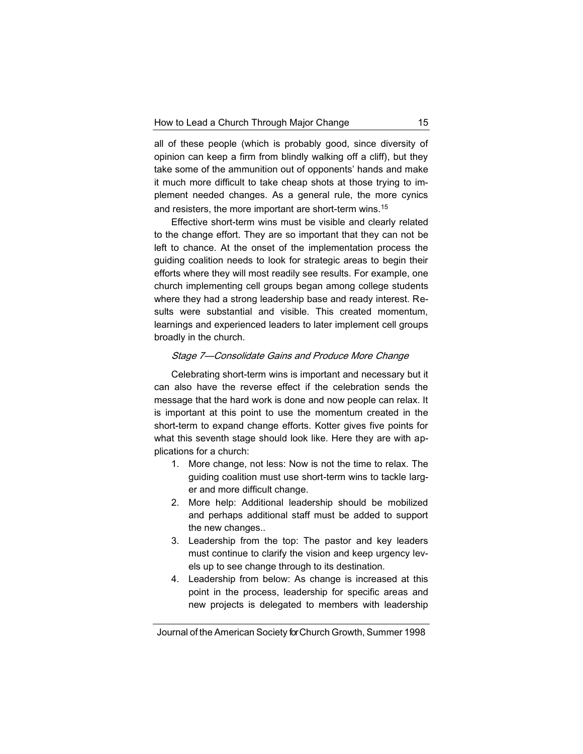all of these people (which is probably good, since diversity of opinion can keep a firm from blindly walking off a cliff), but they take some of the ammunition out of opponents' hands and make it much more difficult to take cheap shots at those trying to implement needed changes. As a general rule, the more cynics and resisters, the more important are short-term wins.[15]

Effective short-term wins must be visible and clearly related to the change effort. They are so important that they can not be left to chance. At the onset of the implementation process the guiding coalition needs to look for strategic areas to begin their efforts where they will most readily see results. For example, one church implementing cell groups began among college students where they had a strong leadership base and ready interest. Results were substantial and visible. This created momentum, learnings and experienced leaders to later implement cell groups broadly in the church.

*Stage 7—Consolidate Gains and Produce More Change*

Celebrating short-term wins is important and necessary but it can also have the reverse effect if the celebration sends the message that the hard work is done and now people can relax. It is important at this point to use the momentum created in the short-term to expand change efforts. Kotter gives five points for what this seventh stage should look like. Here they are with applications for a church:

1. More change, not less: Now is not the time to relax. The guiding coalition must use short-term wins to tackle larger and more difficult change.
2. More help: Additional leadership should be mobilized and perhaps additional staff must be added to support the new changes..
3. Leadership from the top: The pastor and key leaders must continue to clarify the vision and keep urgency levels up to see change through to its destination.
4. Leadership from below: As change is increased at this point in the process, leadership for specific areas and new projects is delegated to members with leadership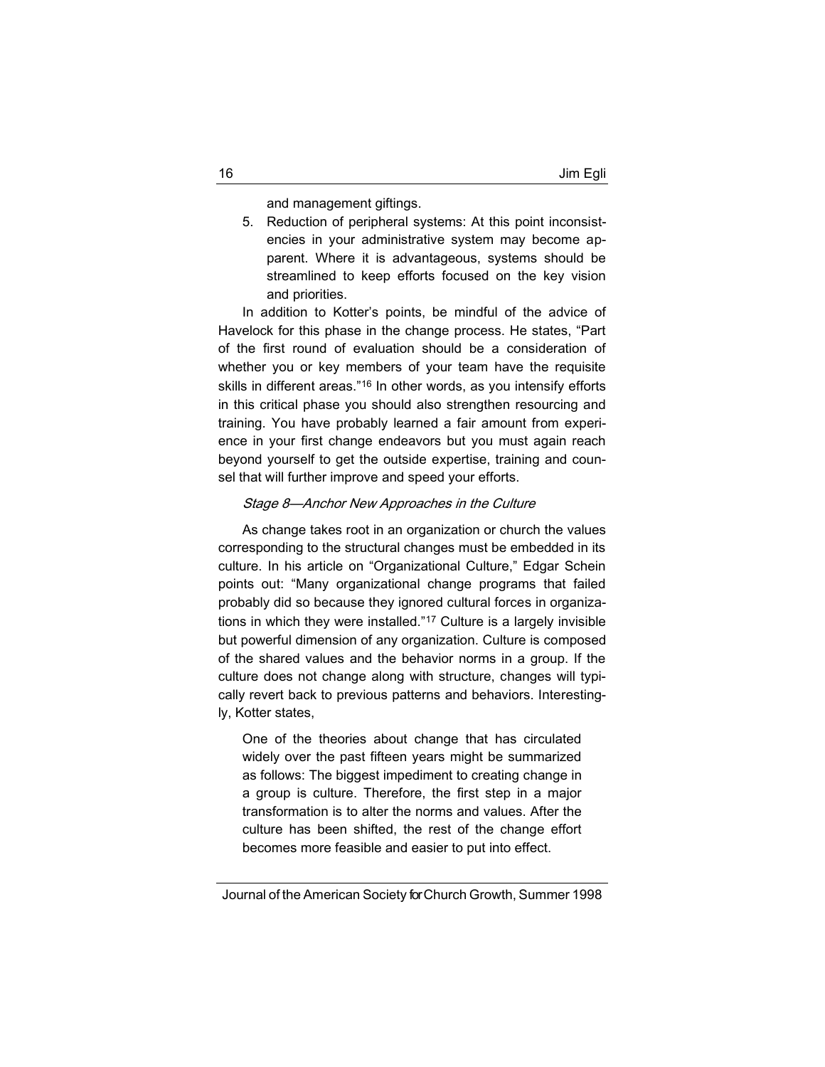and management giftings.

5. Reduction of peripheral systems: At this point inconsistencies in your administrative system may become apparent. Where it is advantageous, systems should be streamlined to keep efforts focused on the key vision and priorities.

In addition to Kotter's points, be mindful of the advice of Havelock for this phase in the change process. He states, "Part of the first round of evaluation should be a consideration of whether you or key members of your team have the requisite skills in different areas."[16] In other words, as you intensify efforts in this critical phase you should also strengthen resourcing and training. You have probably learned a fair amount from experience in your first change endeavors but you must again reach beyond yourself to get the outside expertise, training and counsel that will further improve and speed your efforts.

*Stage 8—Anchor New Approaches in the Culture*

As change takes root in an organization or church the values corresponding to the structural changes must be embedded in its culture. In his article on "Organizational Culture," Edgar Schein points out: "Many organizational change programs that failed probably did so because they ignored cultural forces in organizations in which they were installed."[17] Culture is a largely invisible but powerful dimension of any organization. Culture is composed of the shared values and the behavior norms in a group. If the culture does not change along with structure, changes will typically revert back to previous patterns and behaviors. Interestingly, Kotter states,

> One of the theories about change that has circulated widely over the past fifteen years might be summarized as follows: The biggest impediment to creating change in a group is culture. Therefore, the first step in a major transformation is to alter the norms and values. After the culture has been shifted, the rest of the change effort becomes more feasible and easier to put into effect.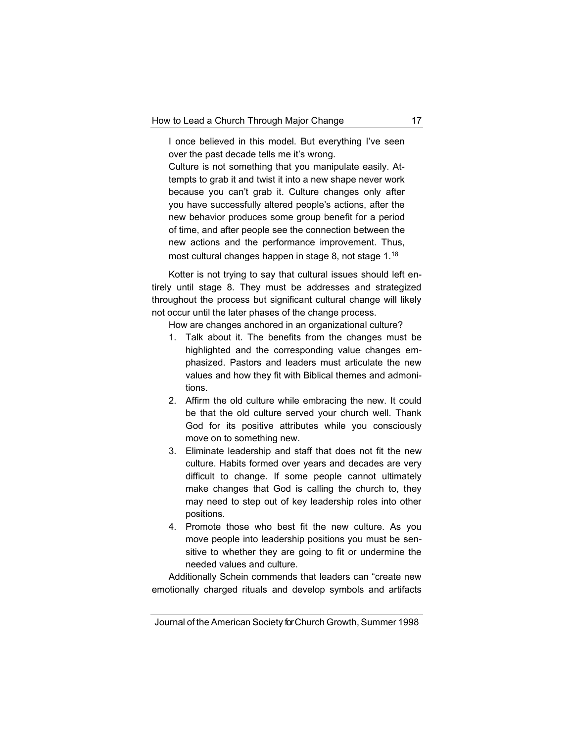> I once believed in this model. But everything I've seen over the past decade tells me it's wrong.
>
> Culture is not something that you manipulate easily. Attempts to grab it and twist it into a new shape never work because you can't grab it. Culture changes only after you have successfully altered people's actions, after the new behavior produces some group benefit for a period of time, and after people see the connection between the new actions and the performance improvement. Thus, most cultural changes happen in stage 8, not stage 1.[18]

Kotter is not trying to say that cultural issues should left entirely until stage 8. They must be addresses and strategized throughout the process but significant cultural change will likely not occur until the later phases of the change process.

How are changes anchored in an organizational culture?

1. Talk about it. The benefits from the changes must be highlighted and the corresponding value changes emphasized. Pastors and leaders must articulate the new values and how they fit with Biblical themes and admonitions.
2. Affirm the old culture while embracing the new. It could be that the old culture served your church well. Thank God for its positive attributes while you consciously move on to something new.
3. Eliminate leadership and staff that does not fit the new culture. Habits formed over years and decades are very difficult to change. If some people cannot ultimately make changes that God is calling the church to, they may need to step out of key leadership roles into other positions.
4. Promote those who best fit the new culture. As you move people into leadership positions you must be sensitive to whether they are going to fit or undermine the needed values and culture.

Additionally Schein commends that leaders can "create new emotionally charged rituals and develop symbols and artifacts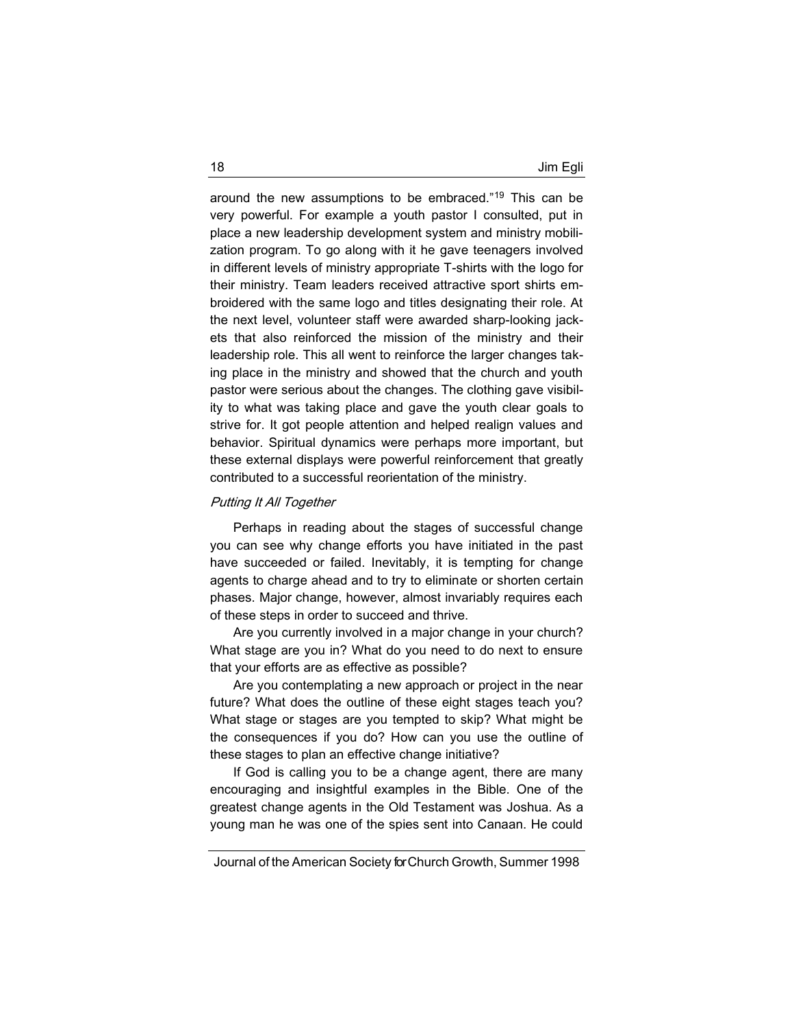around the new assumptions to be embraced."[19] This can be very powerful. For example a youth pastor I consulted, put in place a new leadership development system and ministry mobilization program. To go along with it he gave teenagers involved in different levels of ministry appropriate T-shirts with the logo for their ministry. Team leaders received attractive sport shirts embroidered with the same logo and titles designating their role. At the next level, volunteer staff were awarded sharp-looking jackets that also reinforced the mission of the ministry and their leadership role. This all went to reinforce the larger changes taking place in the ministry and showed that the church and youth pastor were serious about the changes. The clothing gave visibility to what was taking place and gave the youth clear goals to strive for. It got people attention and helped realign values and behavior. Spiritual dynamics were perhaps more important, but these external displays were powerful reinforcement that greatly contributed to a successful reorientation of the ministry.

### *Putting It All Together*

Perhaps in reading about the stages of successful change you can see why change efforts you have initiated in the past have succeeded or failed. Inevitably, it is tempting for change agents to charge ahead and to try to eliminate or shorten certain phases. Major change, however, almost invariably requires each of these steps in order to succeed and thrive.

Are you currently involved in a major change in your church? What stage are you in? What do you need to do next to ensure that your efforts are as effective as possible?

Are you contemplating a new approach or project in the near future? What does the outline of these eight stages teach you? What stage or stages are you tempted to skip? What might be the consequences if you do? How can you use the outline of these stages to plan an effective change initiative?

If God is calling you to be a change agent, there are many encouraging and insightful examples in the Bible. One of the greatest change agents in the Old Testament was Joshua. As a young man he was one of the spies sent into Canaan. He could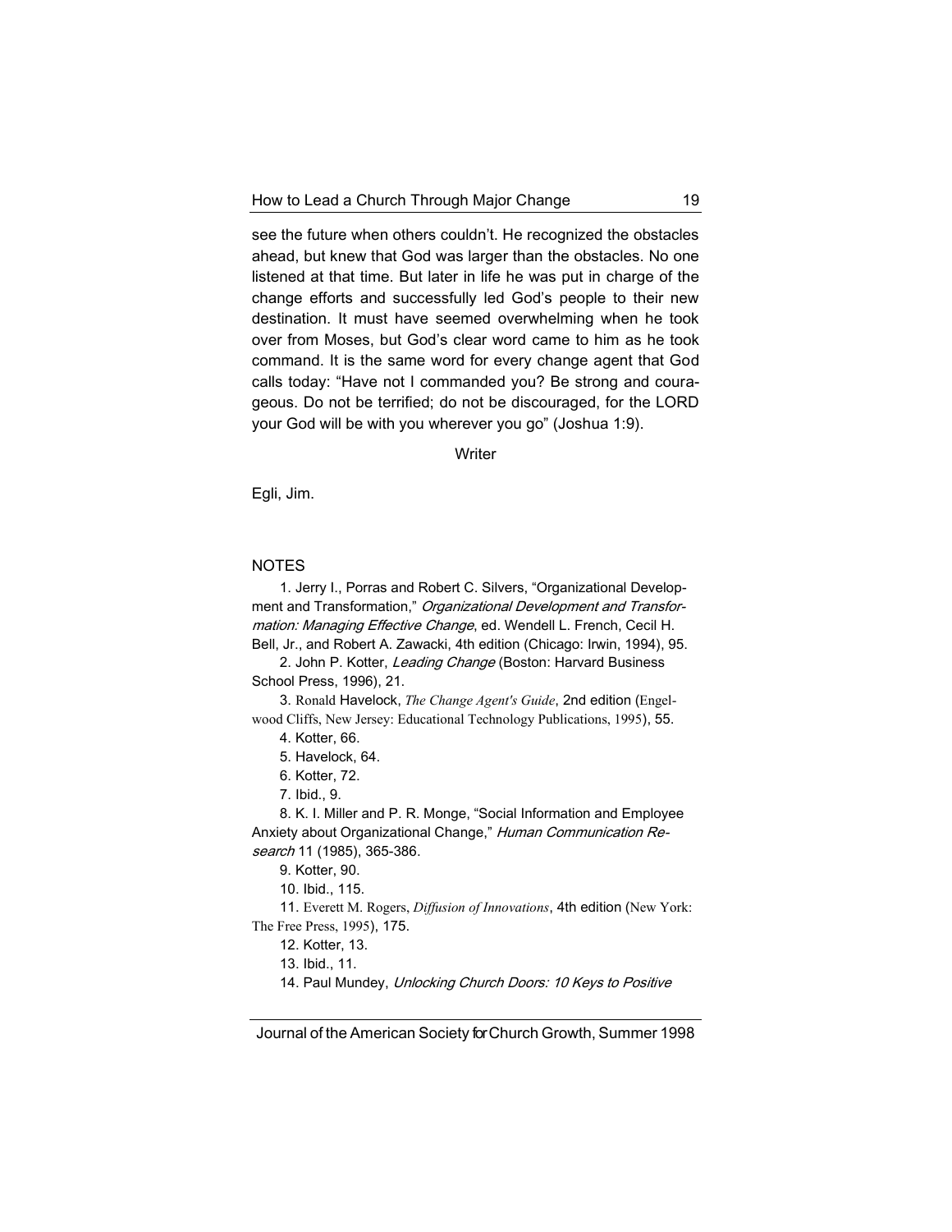see the future when others couldn't. He recognized the obstacles ahead, but knew that God was larger than the obstacles. No one listened at that time. But later in life he was put in charge of the change efforts and successfully led God's people to their new destination. It must have seemed overwhelming when he took over from Moses, but God's clear word came to him as he took command. It is the same word for every change agent that God calls today: "Have not I commanded you? Be strong and courageous. Do not be terrified; do not be discouraged, for the LORD your God will be with you wherever you go" (Joshua 1:9).

Writer

Egli, Jim.

NOTES

1. Jerry I., Porras and Robert C. Silvers, "Organizational Development and Transformation," *Organizational Development and Transformation: Managing Effective Change*, ed. Wendell L. French, Cecil H. Bell, Jr., and Robert A. Zawacki, 4th edition (Chicago: Irwin, 1994), 95.

2. John P. Kotter, *Leading Change* (Boston: Harvard Business School Press, 1996), 21.

3. Ronald Havelock, *The Change Agent's Guide*, 2nd edition (Engelwood Cliffs, New Jersey: Educational Technology Publications, 1995), 55.

4. Kotter, 66.

5. Havelock, 64.

6. Kotter, 72.

7. Ibid., 9.

8. K. I. Miller and P. R. Monge, "Social Information and Employee Anxiety about Organizational Change," *Human Communication Research* 11 (1985), 365-386.

9. Kotter, 90.

10. Ibid., 115.

11. Everett M. Rogers, *Diffusion of Innovations*, 4th edition (New York: The Free Press, 1995), 175.

12. Kotter, 13.

13. Ibid., 11.

14. Paul Mundey, *Unlocking Church Doors: 10 Keys to Positive*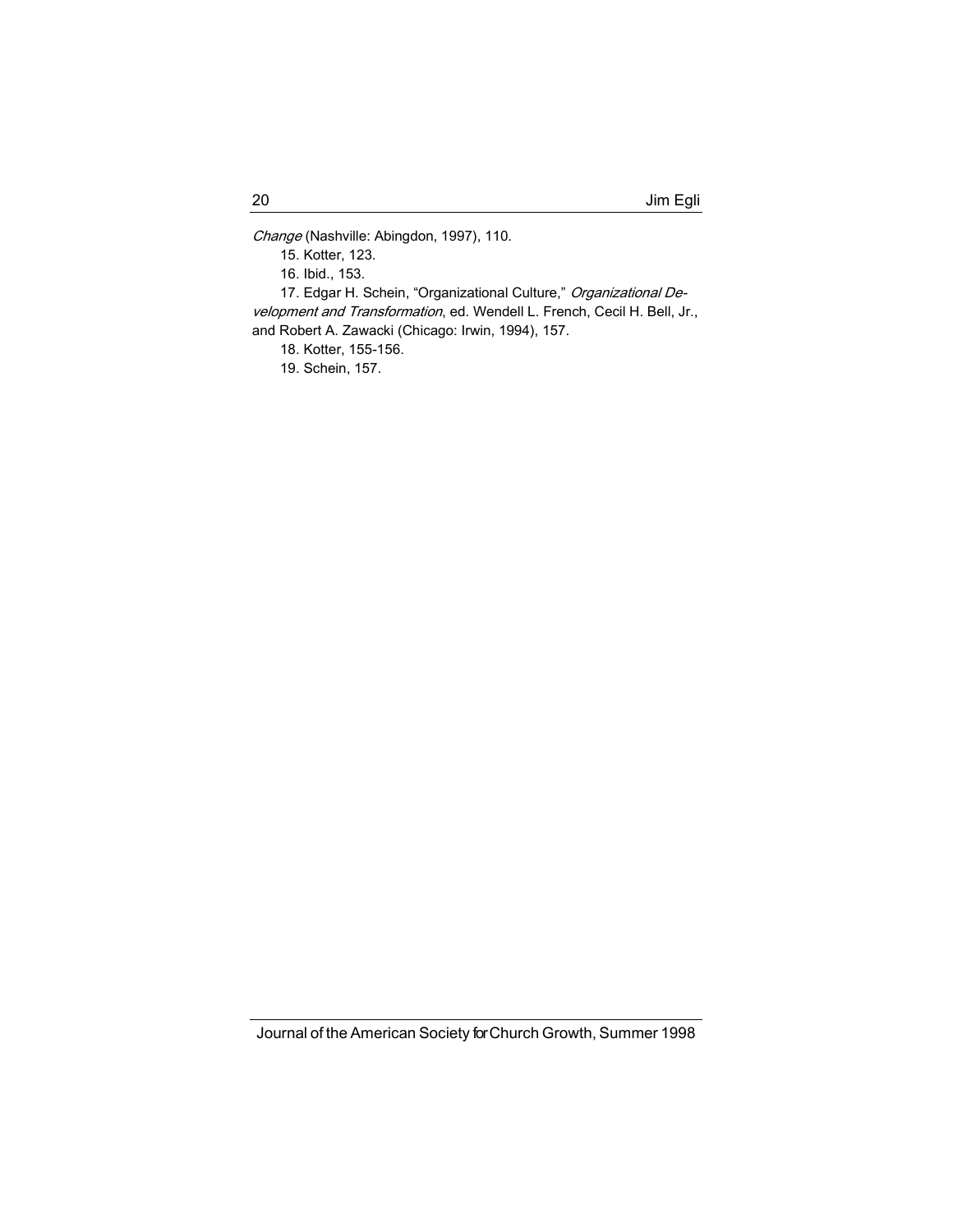*Change* (Nashville: Abingdon, 1997), 110.

15. Kotter, 123.

16. Ibid., 153.

17. Edgar H. Schein, "Organizational Culture," *Organizational Development and Transformation*, ed. Wendell L. French, Cecil H. Bell, Jr., and Robert A. Zawacki (Chicago: Irwin, 1994), 157.

18. Kotter, 155-156.

19. Schein, 157.